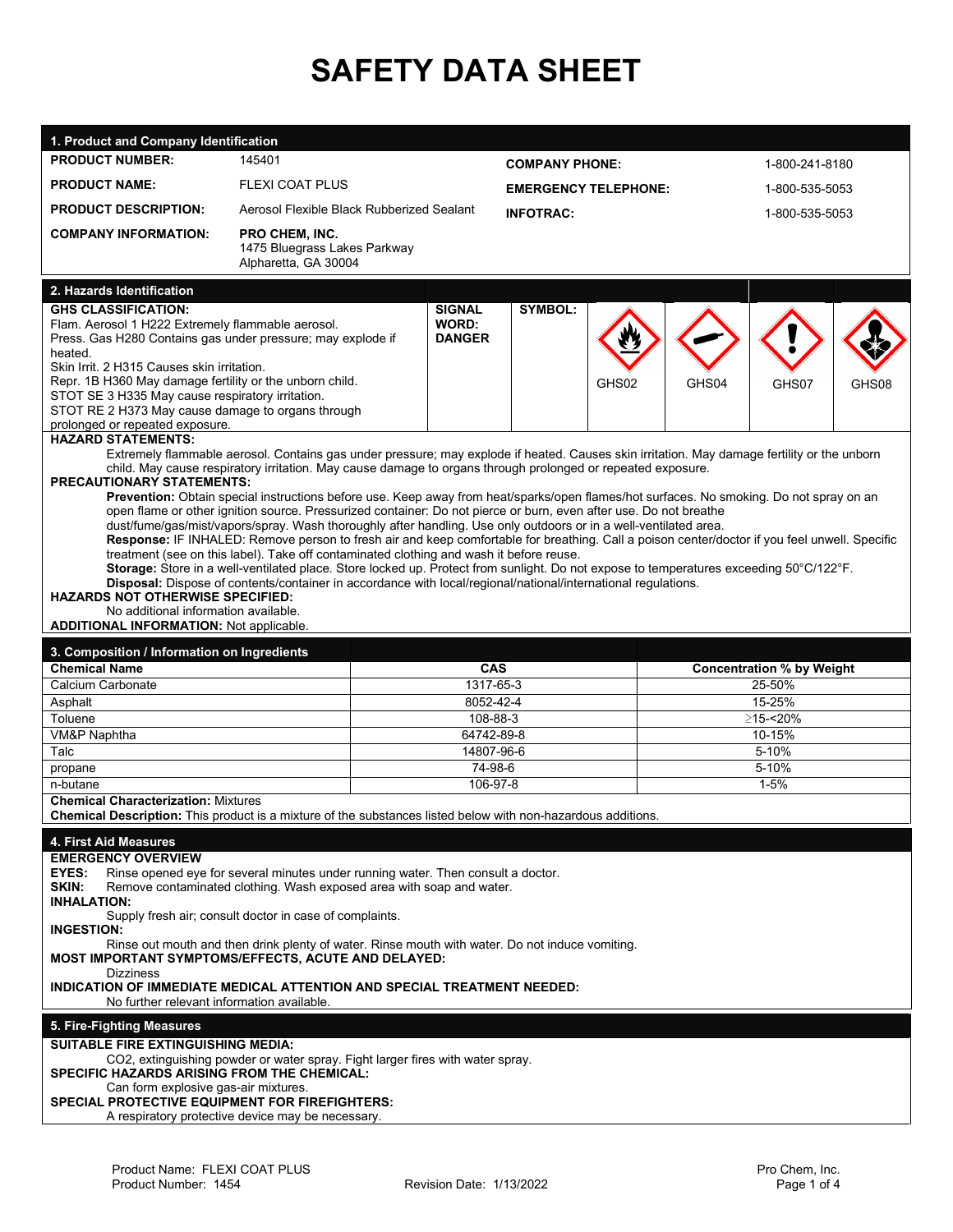# SAFETY DATA SHEET

## 1. Product and Company Identification

| | | | |
|---|---|---|---|
| **PRODUCT NUMBER:** | 145401 | **COMPANY PHONE:** | 1-800-241-8180 |
| **PRODUCT NAME:** | FLEXI COAT PLUS | **EMERGENCY TELEPHONE:** | 1-800-535-5053 |
| **PRODUCT DESCRIPTION:** | Aerosol Flexible Black Rubberized Sealant | **INFOTRAC:** | 1-800-535-5053 |
| **COMPANY INFORMATION:** | **PRO CHEM, INC.**<br>1475 Bluegrass Lakes Parkway<br>Alpharetta, GA 30004 | | |

## 2. Hazards Identification

**GHS CLASSIFICATION:**
Flam. Aerosol 1 H222 Extremely flammable aerosol.
Press. Gas H280 Contains gas under pressure; may explode if heated.
Skin Irrit. 2 H315 Causes skin irritation.
Repr. 1B H360 May damage fertility or the unborn child.
STOT SE 3 H335 May cause respiratory irritation.
STOT RE 2 H373 May cause damage to organs through prolonged or repeated exposure.

**SIGNAL WORD:** DANGER

**SYMBOL:** GHS02, GHS04, GHS07, GHS08

**HAZARD STATEMENTS:**
Extremely flammable aerosol. Contains gas under pressure; may explode if heated. Causes skin irritation. May damage fertility or the unborn child. May cause respiratory irritation. May cause damage to organs through prolonged or repeated exposure.

**PRECAUTIONARY STATEMENTS:**
**Prevention:** Obtain special instructions before use. Keep away from heat/sparks/open flames/hot surfaces. No smoking. Do not spray on an open flame or other ignition source. Pressurized container: Do not pierce or burn, even after use. Do not breathe dust/fume/gas/mist/vapors/spray. Wash thoroughly after handling. Use only outdoors or in a well-ventilated area.
**Response:** IF INHALED: Remove person to fresh air and keep comfortable for breathing. Call a poison center/doctor if you feel unwell. Specific treatment (see on this label). Take off contaminated clothing and wash it before reuse.
**Storage:** Store in a well-ventilated place. Store locked up. Protect from sunlight. Do not expose to temperatures exceeding 50°C/122°F.
**Disposal:** Dispose of contents/container in accordance with local/regional/national/international regulations.

**HAZARDS NOT OTHERWISE SPECIFIED:**
No additional information available.

**ADDITIONAL INFORMATION:** Not applicable.

## 3. Composition / Information on Ingredients

| Chemical Name | CAS | Concentration % by Weight |
|---|---|---|
| Calcium Carbonate | 1317-65-3 | 25-50% |
| Asphalt | 8052-42-4 | 15-25% |
| Toluene | 108-88-3 | ≥15-<20% |
| VM&P Naphtha | 64742-89-8 | 10-15% |
| Talc | 14807-96-6 | 5-10% |
| propane | 74-98-6 | 5-10% |
| n-butane | 106-97-8 | 1-5% |

**Chemical Characterization:** Mixtures
**Chemical Description:** This product is a mixture of the substances listed below with non-hazardous additions.

## 4. First Aid Measures

**EMERGENCY OVERVIEW**
**EYES:** Rinse opened eye for several minutes under running water. Then consult a doctor.
**SKIN:** Remove contaminated clothing. Wash exposed area with soap and water.
**INHALATION:**
Supply fresh air; consult doctor in case of complaints.
**INGESTION:**
Rinse out mouth and then drink plenty of water. Rinse mouth with water. Do not induce vomiting.
**MOST IMPORTANT SYMPTOMS/EFFECTS, ACUTE AND DELAYED:**
Dizziness
**INDICATION OF IMMEDIATE MEDICAL ATTENTION AND SPECIAL TREATMENT NEEDED:**
No further relevant information available.

## 5. Fire-Fighting Measures

**SUITABLE FIRE EXTINGUISHING MEDIA:**
CO2, extinguishing powder or water spray. Fight larger fires with water spray.
**SPECIFIC HAZARDS ARISING FROM THE CHEMICAL:**
Can form explosive gas-air mixtures.
**SPECIAL PROTECTIVE EQUIPMENT FOR FIREFIGHTERS:**
A respiratory protective device may be necessary.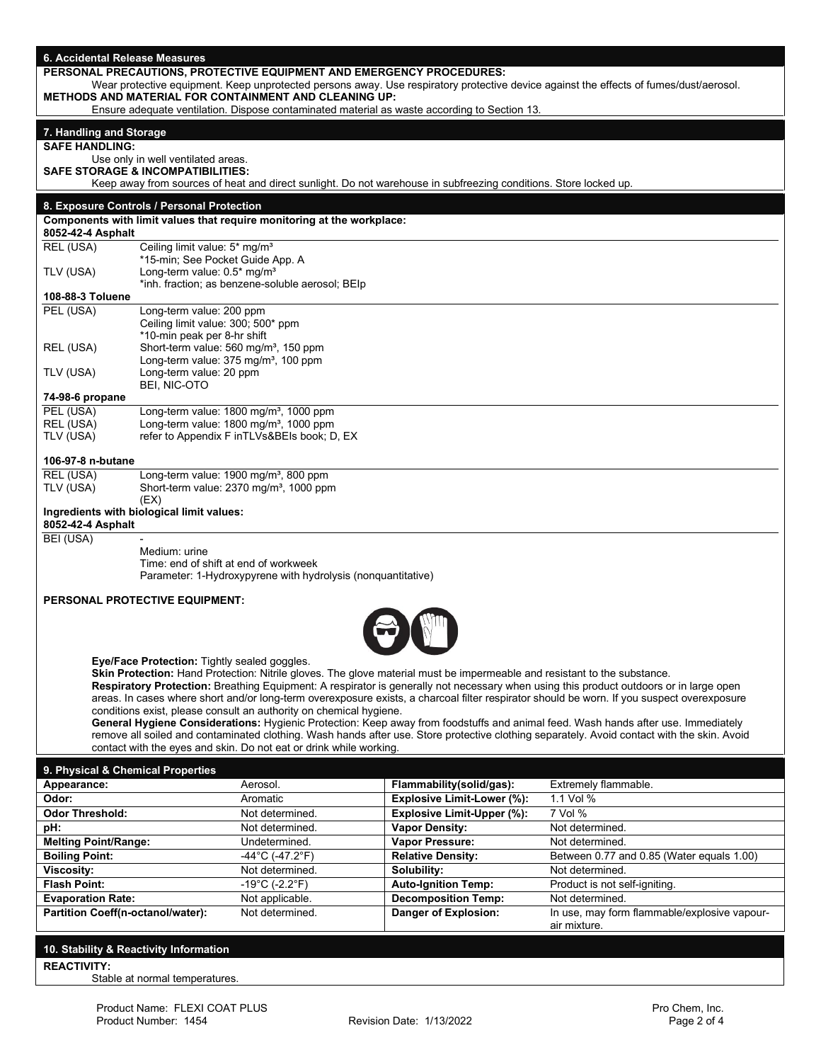## 6. Accidental Release Measures

**PERSONAL PRECAUTIONS, PROTECTIVE EQUIPMENT AND EMERGENCY PROCEDURES:**

Wear protective equipment. Keep unprotected persons away. Use respiratory protective device against the effects of fumes/dust/aerosol.

**METHODS AND MATERIAL FOR CONTAINMENT AND CLEANING UP:**

Ensure adequate ventilation. Dispose contaminated material as waste according to Section 13.

## 7. Handling and Storage

**SAFE HANDLING:**

Use only in well ventilated areas.

**SAFE STORAGE & INCOMPATIBILITIES:**

Keep away from sources of heat and direct sunlight. Do not warehouse in subfreezing conditions. Store locked up.

## 8. Exposure Controls / Personal Protection

**Components with limit values that require monitoring at the workplace:**

**8052-42-4 Asphalt**

| | |
|---|---|
| REL (USA) | Ceiling limit value: 5* mg/m³<br>*15-min; See Pocket Guide App. A |
| TLV (USA) | Long-term value: 0.5* mg/m³<br>*inh. fraction; as benzene-soluble aerosol; BEIp |

**108-88-3 Toluene**

| | |
|---|---|
| PEL (USA) | Long-term value: 200 ppm<br>Ceiling limit value: 300; 500* ppm<br>*10-min peak per 8-hr shift |
| REL (USA) | Short-term value: 560 mg/m³, 150 ppm<br>Long-term value: 375 mg/m³, 100 ppm |
| TLV (USA) | Long-term value: 20 ppm<br>BEI, NIC-OTO |

**74-98-6 propane**

| | |
|---|---|
| PEL (USA) | Long-term value: 1800 mg/m³, 1000 ppm |
| REL (USA) | Long-term value: 1800 mg/m³, 1000 ppm |
| TLV (USA) | refer to Appendix F inTLVs&BEIs book; D, EX |

**106-97-8 n-butane**

| | |
|---|---|
| REL (USA) | Long-term value: 1900 mg/m³, 800 ppm |
| TLV (USA) | Short-term value: 2370 mg/m³, 1000 ppm<br>(EX) |

**Ingredients with biological limit values:**

**8052-42-4 Asphalt**

| | |
|---|---|
| BEI (USA) | -<br>Medium: urine<br>Time: end of shift at end of workweek<br>Parameter: 1-Hydroxypyrene with hydrolysis (nonquantitative) |

**PERSONAL PROTECTIVE EQUIPMENT:**

**Eye/Face Protection:** Tightly sealed goggles.

**Skin Protection:** Hand Protection: Nitrile gloves. The glove material must be impermeable and resistant to the substance.

**Respiratory Protection:** Breathing Equipment: A respirator is generally not necessary when using this product outdoors or in large open areas. In cases where short and/or long-term overexposure exists, a charcoal filter respirator should be worn. If you suspect overexposure conditions exist, please consult an authority on chemical hygiene.

**General Hygiene Considerations:** Hygienic Protection: Keep away from foodstuffs and animal feed. Wash hands after use. Immediately remove all soiled and contaminated clothing. Wash hands after use. Store protective clothing separately. Avoid contact with the skin. Avoid contact with the eyes and skin. Do not eat or drink while working.

## 9. Physical & Chemical Properties

| | | | |
|---|---|---|---|
| **Appearance:** | Aerosol. | **Flammability(solid/gas):** | Extremely flammable. |
| **Odor:** | Aromatic | **Explosive Limit-Lower (%):** | 1.1 Vol % |
| **Odor Threshold:** | Not determined. | **Explosive Limit-Upper (%):** | 7 Vol % |
| **pH:** | Not determined. | **Vapor Density:** | Not determined. |
| **Melting Point/Range:** | Undetermined. | **Vapor Pressure:** | Not determined. |
| **Boiling Point:** | -44°C (-47.2°F) | **Relative Density:** | Between 0.77 and 0.85 (Water equals 1.00) |
| **Viscosity:** | Not determined. | **Solubility:** | Not determined. |
| **Flash Point:** | -19°C (-2.2°F) | **Auto-Ignition Temp:** | Product is not self-igniting. |
| **Evaporation Rate:** | Not applicable. | **Decomposition Temp:** | Not determined. |
| **Partition Coeff(n-octanol/water):** | Not determined. | **Danger of Explosion:** | In use, may form flammable/explosive vapour-air mixture. |

## 10. Stability & Reactivity Information

**REACTIVITY:**

Stable at normal temperatures.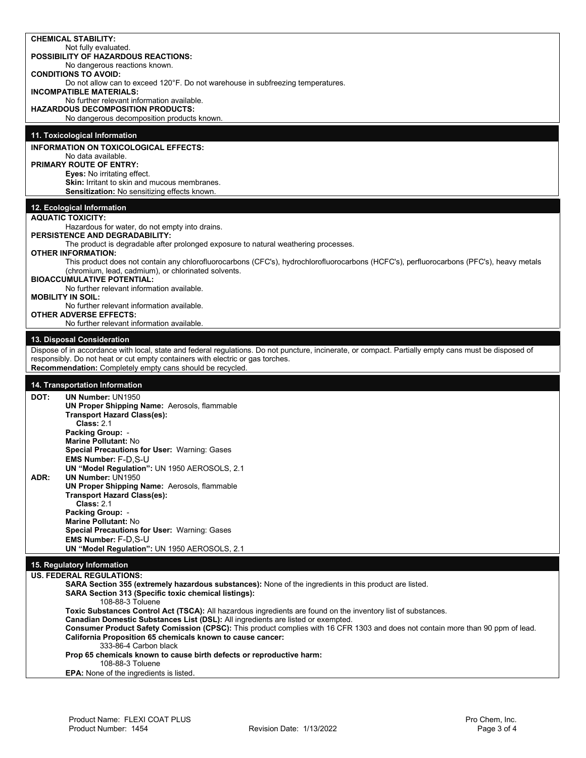**CHEMICAL STABILITY:**

Not fully evaluated.

**POSSIBILITY OF HAZARDOUS REACTIONS:**

No dangerous reactions known.

**CONDITIONS TO AVOID:**

Do not allow can to exceed 120°F. Do not warehouse in subfreezing temperatures.

**INCOMPATIBLE MATERIALS:**

No further relevant information available.

**HAZARDOUS DECOMPOSITION PRODUCTS:**

No dangerous decomposition products known.

## 11. Toxicological Information

**INFORMATION ON TOXICOLOGICAL EFFECTS:**

No data available.

**PRIMARY ROUTE OF ENTRY:**

**Eyes:** No irritating effect.
**Skin:** Irritant to skin and mucous membranes.
**Sensitization:** No sensitizing effects known.

## 12. Ecological Information

**AQUATIC TOXICITY:**

Hazardous for water, do not empty into drains.

**PERSISTENCE AND DEGRADABILITY:**

The product is degradable after prolonged exposure to natural weathering processes.

**OTHER INFORMATION:**

This product does not contain any chlorofluorocarbons (CFC's), hydrochlorofluorocarbons (HCFC's), perfluorocarbons (PFC's), heavy metals (chromium, lead, cadmium), or chlorinated solvents.

**BIOACCUMULATIVE POTENTIAL:**

No further relevant information available.

**MOBILITY IN SOIL:**

No further relevant information available.

**OTHER ADVERSE EFFECTS:**

No further relevant information available.

## 13. Disposal Consideration

Dispose of in accordance with local, state and federal regulations. Do not puncture, incinerate, or compact. Partially empty cans must be disposed of responsibly. Do not heat or cut empty containers with electric or gas torches.
**Recommendation:** Completely empty cans should be recycled.

## 14. Transportation Information

**DOT:**
**UN Number:** UN1950
**UN Proper Shipping Name:** Aerosols, flammable
**Transport Hazard Class(es):**
**Class:** 2.1
**Packing Group:** -
**Marine Pollutant:** No
**Special Precautions for User:** Warning: Gases
**EMS Number:** F-D,S-U
**UN "Model Regulation":** UN 1950 AEROSOLS, 2.1

**ADR:**
**UN Number:** UN1950
**UN Proper Shipping Name:** Aerosols, flammable
**Transport Hazard Class(es):**
**Class:** 2.1
**Packing Group:** -
**Marine Pollutant:** No
**Special Precautions for User:** Warning: Gases
**EMS Number:** F-D,S-U
**UN "Model Regulation":** UN 1950 AEROSOLS, 2.1

## 15. Regulatory Information

**US. FEDERAL REGULATIONS:**

**SARA Section 355 (extremely hazardous substances):** None of the ingredients in this product are listed.
**SARA Section 313 (Specific toxic chemical listings):**
108-88-3 Toluene
**Toxic Substances Control Act (TSCA):** All hazardous ingredients are found on the inventory list of substances.
**Canadian Domestic Substances List (DSL):** All ingredients are listed or exempted.
**Consumer Product Safety Comission (CPSC):** This product complies with 16 CFR 1303 and does not contain more than 90 ppm of lead.
**California Proposition 65 chemicals known to cause cancer:**
333-86-4 Carbon black
**Prop 65 chemicals known to cause birth defects or reproductive harm:**
108-88-3 Toluene
**EPA:** None of the ingredients is listed.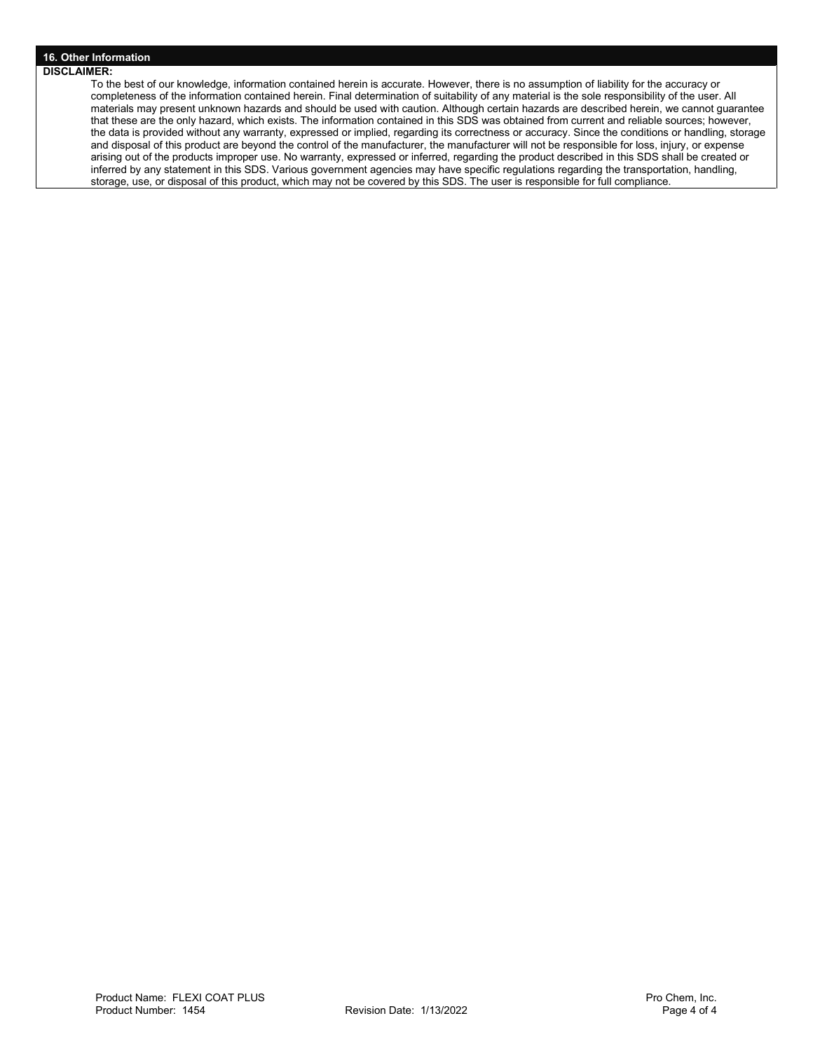## 16. Other Information

**DISCLAIMER:**

To the best of our knowledge, information contained herein is accurate. However, there is no assumption of liability for the accuracy or completeness of the information contained herein. Final determination of suitability of any material is the sole responsibility of the user. All materials may present unknown hazards and should be used with caution. Although certain hazards are described herein, we cannot guarantee that these are the only hazard, which exists. The information contained in this SDS was obtained from current and reliable sources; however, the data is provided without any warranty, expressed or implied, regarding its correctness or accuracy. Since the conditions or handling, storage and disposal of this product are beyond the control of the manufacturer, the manufacturer will not be responsible for loss, injury, or expense arising out of the products improper use. No warranty, expressed or inferred, regarding the product described in this SDS shall be created or inferred by any statement in this SDS. Various government agencies may have specific regulations regarding the transportation, handling, storage, use, or disposal of this product, which may not be covered by this SDS. The user is responsible for full compliance.